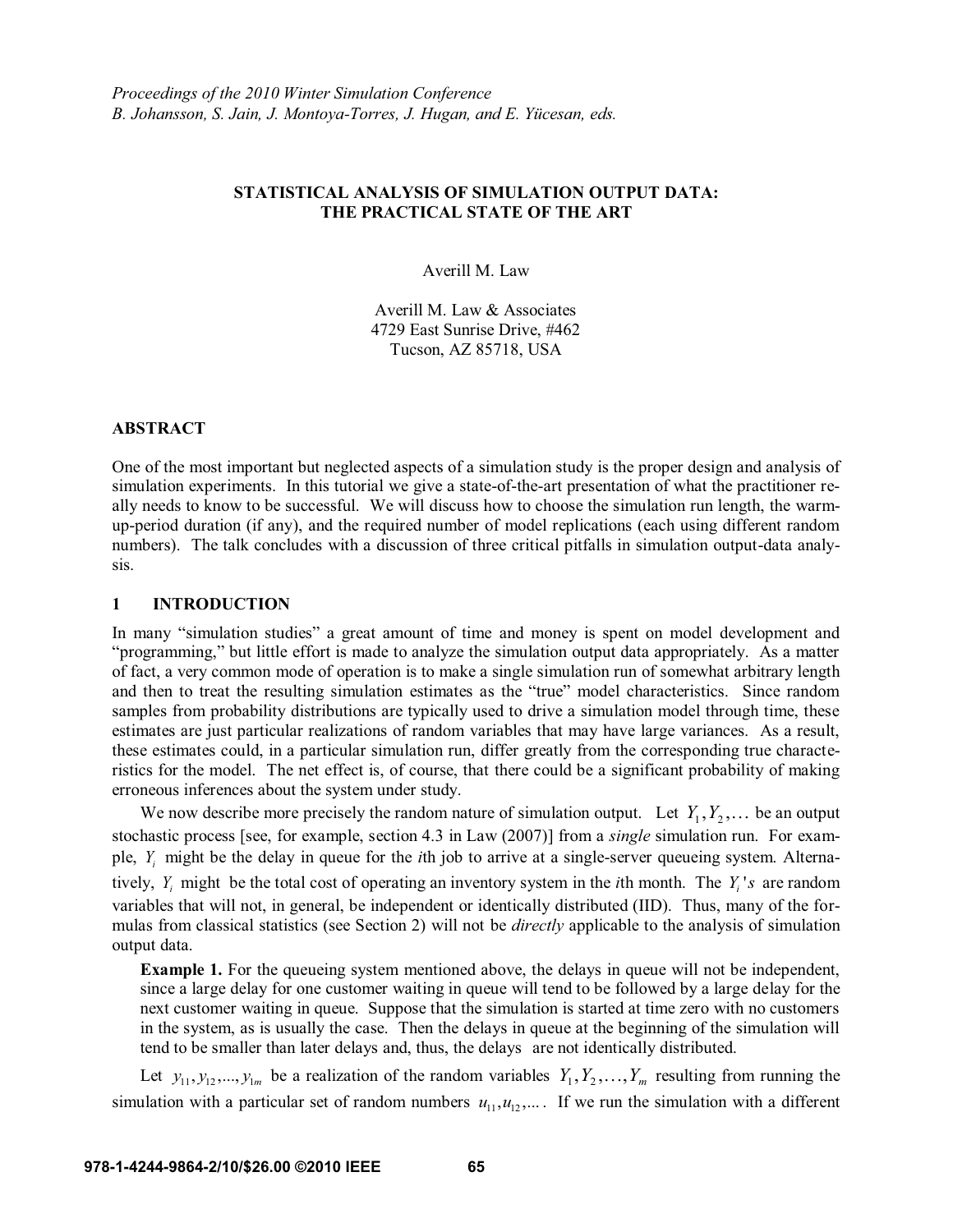*Proceedings of the 2010 Winter Simulation Conference*
*B. Johansson, S. Jain, J. Montoya-Torres, J. Hugan, and E. Yücesan, eds.*

# STATISTICAL ANALYSIS OF SIMULATION OUTPUT DATA: THE PRACTICAL STATE OF THE ART

Averill M. Law

Averill M. Law & Associates
4729 East Sunrise Drive, #462
Tucson, AZ 85718, USA

## ABSTRACT

One of the most important but neglected aspects of a simulation study is the proper design and analysis of simulation experiments. In this tutorial we give a state-of-the-art presentation of what the practitioner really needs to know to be successful. We will discuss how to choose the simulation run length, the warm-up-period duration (if any), and the required number of model replications (each using different random numbers). The talk concludes with a discussion of three critical pitfalls in simulation output-data analysis.

## 1 INTRODUCTION

In many "simulation studies" a great amount of time and money is spent on model development and "programming," but little effort is made to analyze the simulation output data appropriately. As a matter of fact, a very common mode of operation is to make a single simulation run of somewhat arbitrary length and then to treat the resulting simulation estimates as the "true" model characteristics. Since random samples from probability distributions are typically used to drive a simulation model through time, these estimates are just particular realizations of random variables that may have large variances. As a result, these estimates could, in a particular simulation run, differ greatly from the corresponding true characteristics for the model. The net effect is, of course, that there could be a significant probability of making erroneous inferences about the system under study.

We now describe more precisely the random nature of simulation output. Let $Y_1, Y_2, \ldots$ be an output stochastic process [see, for example, section 4.3 in Law (2007)] from a *single* simulation run. For example, $Y_i$ might be the delay in queue for the *i*th job to arrive at a single-server queueing system. Alternatively, $Y_i$ might be the total cost of operating an inventory system in the *i*th month. The $Y_i$'s are random variables that will not, in general, be independent or identically distributed (IID). Thus, many of the formulas from classical statistics (see Section 2) will not be *directly* applicable to the analysis of simulation output data.

**Example 1.** For the queueing system mentioned above, the delays in queue will not be independent, since a large delay for one customer waiting in queue will tend to be followed by a large delay for the next customer waiting in queue. Suppose that the simulation is started at time zero with no customers in the system, as is usually the case. Then the delays in queue at the beginning of the simulation will tend to be smaller than later delays and, thus, the delays are not identically distributed.

Let $y_{11}, y_{12}, ..., y_{1m}$ be a realization of the random variables $Y_1, Y_2, \ldots, Y_m$ resulting from running the simulation with a particular set of random numbers $u_{11}, u_{12}, \ldots$. If we run the simulation with a different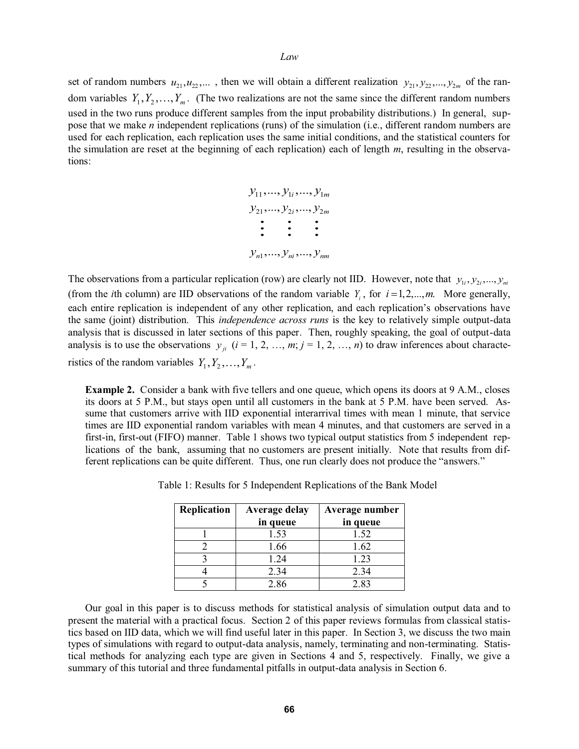set of random numbers $u_{21}, u_{22}, \ldots$ , then we will obtain a different realization $y_{21}, y_{22}, \ldots, y_{2m}$ of the random variables $Y_1, Y_2, \ldots, Y_m$. (The two realizations are not the same since the different random numbers used in the two runs produce different samples from the input probability distributions.) In general, suppose that we make *n* independent replications (runs) of the simulation (i.e., different random numbers are used for each replication, each replication uses the same initial conditions, and the statistical counters for the simulation are reset at the beginning of each replication) each of length *m*, resulting in the observations:

$$
\begin{array}{c}
y_{11}, \ldots, y_{1i}, \ldots, y_{1m} \\
y_{21}, \ldots, y_{2i}, \ldots, y_{2m} \\
\vdots \quad\quad \vdots \quad\quad \vdots \\
y_{n1}, \ldots, y_{ni}, \ldots, y_{nm}
\end{array}
$$

The observations from a particular replication (row) are clearly not IID. However, note that $y_{1i}, y_{2i}, \ldots, y_{ni}$ (from the *i*th column) are IID observations of the random variable $Y_i$, for $i = 1, 2, \ldots, m$. More generally, each entire replication is independent of any other replication, and each replication's observations have the same (joint) distribution. This *independence across runs* is the key to relatively simple output-data analysis that is discussed in later sections of this paper. Then, roughly speaking, the goal of output-data analysis is to use the observations $y_{ji}$ ($i$ = 1, 2, …, $m$; $j$ = 1, 2, …, $n$) to draw inferences about characteristics of the random variables $Y_1, Y_2, \ldots, Y_m$.

> **Example 2.** Consider a bank with five tellers and one queue, which opens its doors at 9 A.M., closes its doors at 5 P.M., but stays open until all customers in the bank at 5 P.M. have been served. Assume that customers arrive with IID exponential interarrival times with mean 1 minute, that service times are IID exponential random variables with mean 4 minutes, and that customers are served in a first-in, first-out (FIFO) manner. Table 1 shows two typical output statistics from 5 independent replications of the bank, assuming that no customers are present initially. Note that results from different replications can be quite different. Thus, one run clearly does not produce the "answers."

Table 1: Results for 5 Independent Replications of the Bank Model

| Replication | Average delay in queue | Average number in queue |
|---|---|---|
| 1 | 1.53 | 1.52 |
| 2 | 1.66 | 1.62 |
| 3 | 1.24 | 1.23 |
| 4 | 2.34 | 2.34 |
| 5 | 2.86 | 2.83 |

Our goal in this paper is to discuss methods for statistical analysis of simulation output data and to present the material with a practical focus. Section 2 of this paper reviews formulas from classical statistics based on IID data, which we will find useful later in this paper. In Section 3, we discuss the two main types of simulations with regard to output-data analysis, namely, terminating and non-terminating. Statistical methods for analyzing each type are given in Sections 4 and 5, respectively. Finally, we give a summary of this tutorial and three fundamental pitfalls in output-data analysis in Section 6.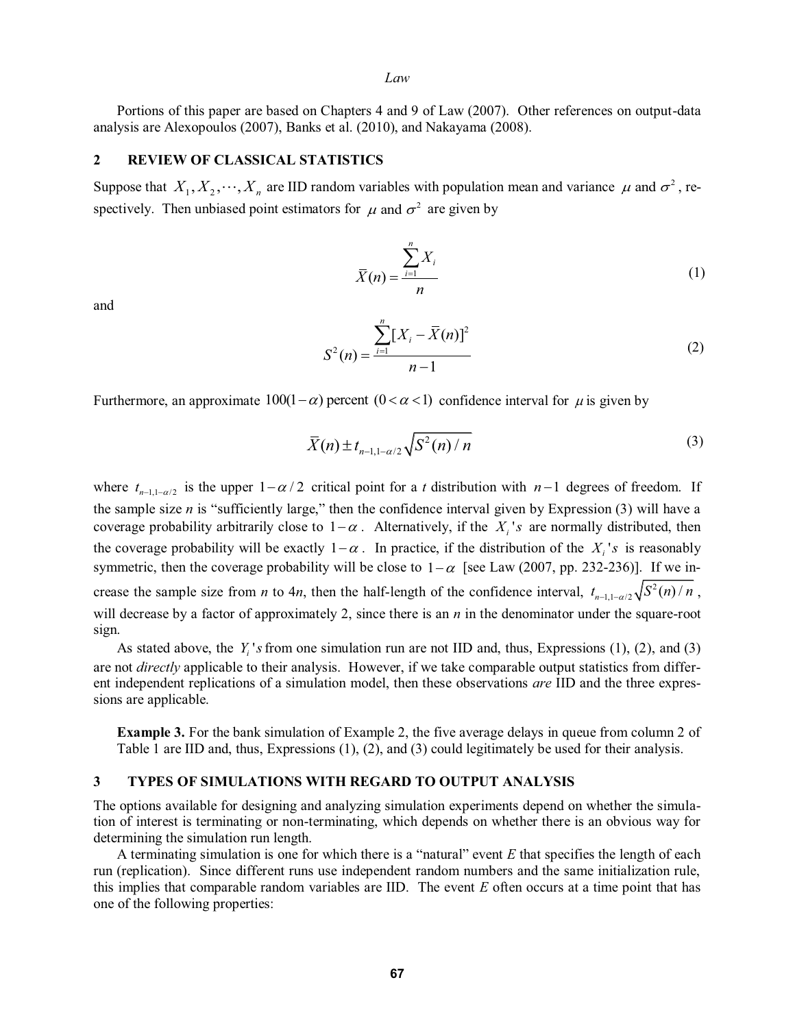Portions of this paper are based on Chapters 4 and 9 of Law (2007). Other references on output-data analysis are Alexopoulos (2007), Banks et al. (2010), and Nakayama (2008).

## 2 REVIEW OF CLASSICAL STATISTICS

Suppose that $X_1, X_2, \cdots, X_n$ are IID random variables with population mean and variance $\mu$ and $\sigma^2$, respectively. Then unbiased point estimators for $\mu$ and $\sigma^2$ are given by

$$\bar{X}(n) = \frac{\sum_{i=1}^{n} X_i}{n} \tag{1}$$

and

$$S^2(n) = \frac{\sum_{i=1}^{n} [X_i - \bar{X}(n)]^2}{n-1} \tag{2}$$

Furthermore, an approximate $100(1-\alpha)$ percent $(0 < \alpha < 1)$ confidence interval for $\mu$ is given by

$$\bar{X}(n) \pm t_{n-1,1-\alpha/2} \sqrt{S^2(n)/n} \tag{3}$$

where $t_{n-1,1-\alpha/2}$ is the upper $1-\alpha/2$ critical point for a *t* distribution with $n-1$ degrees of freedom. If the sample size *n* is "sufficiently large," then the confidence interval given by Expression (3) will have a coverage probability arbitrarily close to $1-\alpha$. Alternatively, if the $X_i$'s are normally distributed, then the coverage probability will be exactly $1-\alpha$. In practice, if the distribution of the $X_i$'s is reasonably symmetric, then the coverage probability will be close to $1-\alpha$ [see Law (2007, pp. 232-236)]. If we increase the sample size from *n* to 4*n*, then the half-length of the confidence interval, $t_{n-1,1-\alpha/2} \sqrt{S^2(n)/n}$, will decrease by a factor of approximately 2, since there is an *n* in the denominator under the square-root sign.

As stated above, the $Y_i$'s from one simulation run are not IID and, thus, Expressions (1), (2), and (3) are not *directly* applicable to their analysis. However, if we take comparable output statistics from different independent replications of a simulation model, then these observations *are* IID and the three expressions are applicable.

**Example 3.** For the bank simulation of Example 2, the five average delays in queue from column 2 of Table 1 are IID and, thus, Expressions (1), (2), and (3) could legitimately be used for their analysis.

## 3 TYPES OF SIMULATIONS WITH REGARD TO OUTPUT ANALYSIS

The options available for designing and analyzing simulation experiments depend on whether the simulation of interest is terminating or non-terminating, which depends on whether there is an obvious way for determining the simulation run length.

A terminating simulation is one for which there is a "natural" event *E* that specifies the length of each run (replication). Since different runs use independent random numbers and the same initialization rule, this implies that comparable random variables are IID. The event *E* often occurs at a time point that has one of the following properties: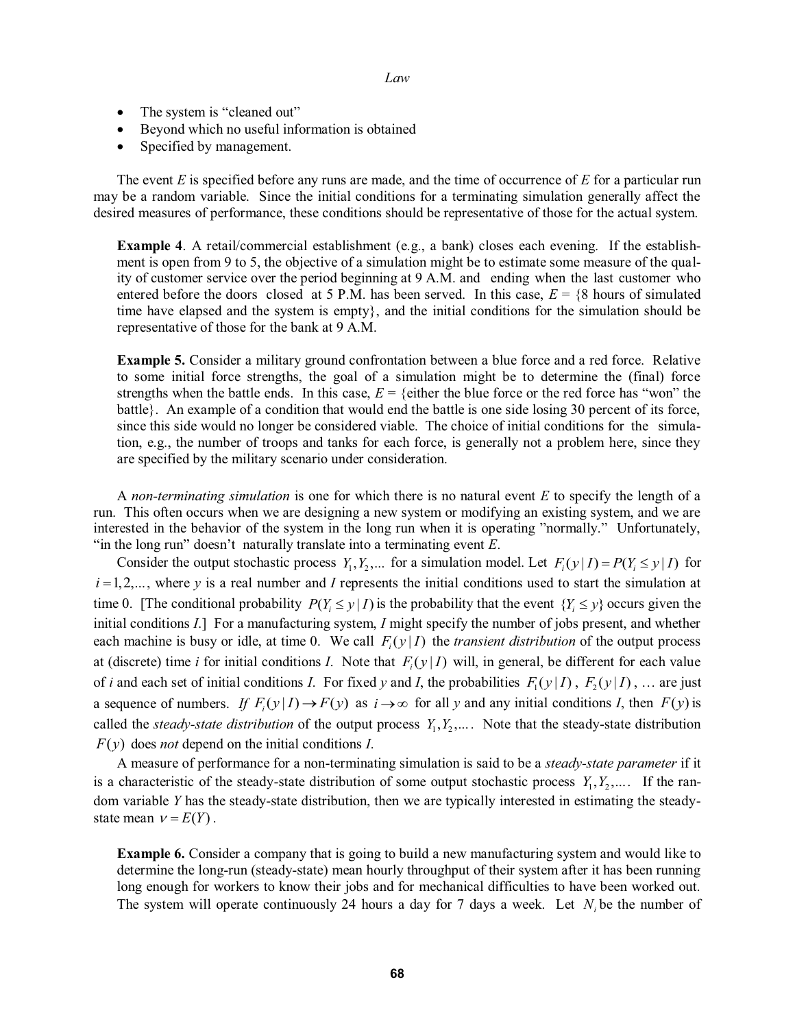- The system is "cleaned out"
- Beyond which no useful information is obtained
- Specified by management.

The event $E$ is specified before any runs are made, and the time of occurrence of $E$ for a particular run may be a random variable. Since the initial conditions for a terminating simulation generally affect the desired measures of performance, these conditions should be representative of those for the actual system.

> **Example 4**. A retail/commercial establishment (e.g., a bank) closes each evening. If the establishment is open from 9 to 5, the objective of a simulation might be to estimate some measure of the quality of customer service over the period beginning at 9 A.M. and ending when the last customer who entered before the doors closed at 5 P.M. has been served. In this case, $E$ = {8 hours of simulated time have elapsed and the system is empty}, and the initial conditions for the simulation should be representative of those for the bank at 9 A.M.

> **Example 5.** Consider a military ground confrontation between a blue force and a red force. Relative to some initial force strengths, the goal of a simulation might be to determine the (final) force strengths when the battle ends. In this case, $E$ = {either the blue force or the red force has "won" the battle}. An example of a condition that would end the battle is one side losing 30 percent of its force, since this side would no longer be considered viable. The choice of initial conditions for the simulation, e.g., the number of troops and tanks for each force, is generally not a problem here, since they are specified by the military scenario under consideration.

A *non-terminating simulation* is one for which there is no natural event $E$ to specify the length of a run. This often occurs when we are designing a new system or modifying an existing system, and we are interested in the behavior of the system in the long run when it is operating "normally." Unfortunately, "in the long run" doesn't naturally translate into a terminating event $E$.

Consider the output stochastic process $Y_1, Y_2, \ldots$ for a simulation model. Let $F_i(y \mid I) = P(Y_i \le y \mid I)$ for $i = 1, 2, \ldots$, where $y$ is a real number and $I$ represents the initial conditions used to start the simulation at time 0. [The conditional probability $P(Y_i \le y \mid I)$ is the probability that the event $\{Y_i \le y\}$ occurs given the initial conditions $I$.] For a manufacturing system, $I$ might specify the number of jobs present, and whether each machine is busy or idle, at time 0. We call $F_i(y \mid I)$ the *transient distribution* of the output process at (discrete) time $i$ for initial conditions $I$. Note that $F_i(y \mid I)$ will, in general, be different for each value of $i$ and each set of initial conditions $I$. For fixed $y$ and $I$, the probabilities $F_1(y \mid I)$, $F_2(y \mid I)$, … are just a sequence of numbers. *If* $F_i(y \mid I) \to F(y)$ as $i \to \infty$ for all $y$ and any initial conditions $I$, then $F(y)$ is called the *steady-state distribution* of the output process $Y_1, Y_2, \ldots$. Note that the steady-state distribution $F(y)$ does *not* depend on the initial conditions $I$.

A measure of performance for a non-terminating simulation is said to be a *steady-state parameter* if it is a characteristic of the steady-state distribution of some output stochastic process $Y_1, Y_2, \ldots$. If the random variable $Y$ has the steady-state distribution, then we are typically interested in estimating the steady-state mean $\nu = E(Y)$.

> **Example 6.** Consider a company that is going to build a new manufacturing system and would like to determine the long-run (steady-state) mean hourly throughput of their system after it has been running long enough for workers to know their jobs and for mechanical difficulties to have been worked out. The system will operate continuously 24 hours a day for 7 days a week. Let $N_i$ be the number of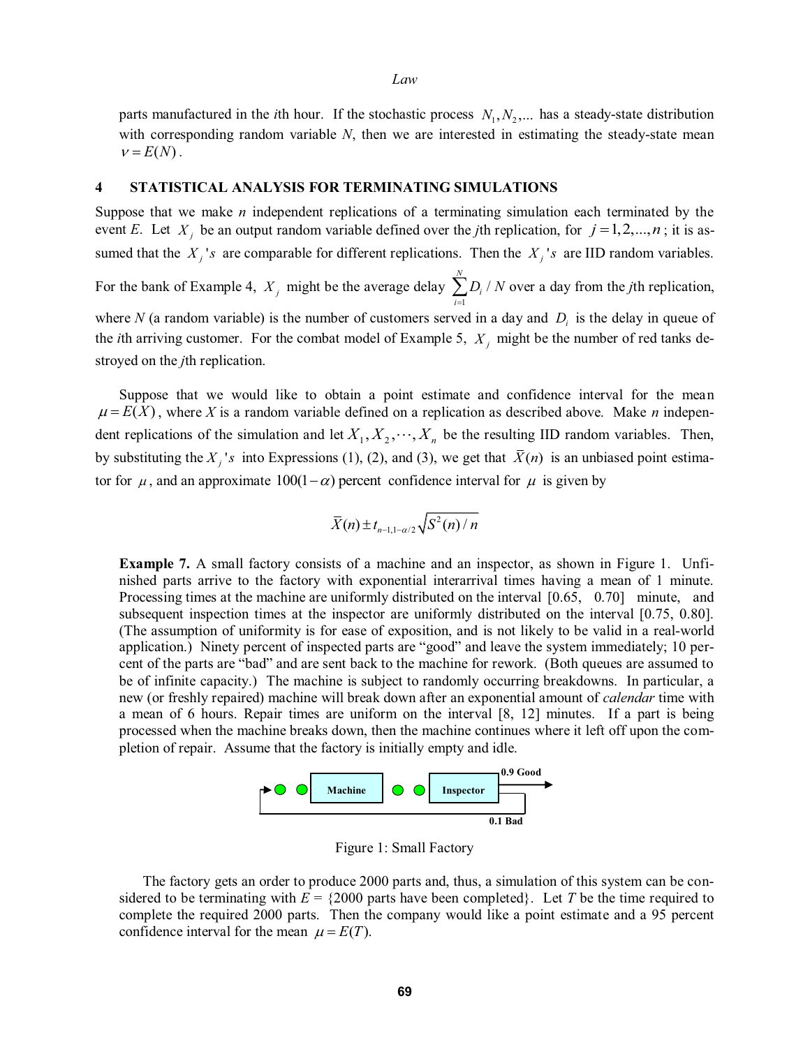parts manufactured in the $i$th hour. If the stochastic process $N_1, N_2, ...$ has a steady-state distribution with corresponding random variable $N$, then we are interested in estimating the steady-state mean $\nu = E(N)$.

## 4 STATISTICAL ANALYSIS FOR TERMINATING SIMULATIONS

Suppose that we make $n$ independent replications of a terminating simulation each terminated by the event $E$. Let $X_j$ be an output random variable defined over the $j$th replication, for $j = 1, 2, ..., n$; it is assumed that the $X_j$'s are comparable for different replications. Then the $X_j$'s are IID random variables. For the bank of Example 4, $X_j$ might be the average delay $\sum_{i=1}^{N} D_i / N$ over a day from the $j$th replication, where $N$ (a random variable) is the number of customers served in a day and $D_i$ is the delay in queue of the $i$th arriving customer. For the combat model of Example 5, $X_j$ might be the number of red tanks destroyed on the $j$th replication.

Suppose that we would like to obtain a point estimate and confidence interval for the mean $\mu = E(X)$, where $X$ is a random variable defined on a replication as described above. Make $n$ independent replications of the simulation and let $X_1, X_2, \cdots, X_n$ be the resulting IID random variables. Then, by substituting the $X_j$'s into Expressions (1), (2), and (3), we get that $\bar{X}(n)$ is an unbiased point estimator for $\mu$, and an approximate $100(1-\alpha)$ percent confidence interval for $\mu$ is given by

$$\bar{X}(n) \pm t_{n-1,1-\alpha/2}\sqrt{S^2(n)/n}$$

**Example 7.** A small factory consists of a machine and an inspector, as shown in Figure 1. Unfinished parts arrive to the factory with exponential interarrival times having a mean of 1 minute. Processing times at the machine are uniformly distributed on the interval [0.65, 0.70] minute, and subsequent inspection times at the inspector are uniformly distributed on the interval [0.75, 0.80]. (The assumption of uniformity is for ease of exposition, and is not likely to be valid in a real-world application.) Ninety percent of inspected parts are "good" and leave the system immediately; 10 percent of the parts are "bad" and are sent back to the machine for rework. (Both queues are assumed to be of infinite capacity.) The machine is subject to randomly occurring breakdowns. In particular, a new (or freshly repaired) machine will break down after an exponential amount of *calendar* time with a mean of 6 hours. Repair times are uniform on the interval [8, 12] minutes. If a part is being processed when the machine breaks down, then the machine continues where it left off upon the completion of repair. Assume that the factory is initially empty and idle.

Machine → Inspector → 0.9 Good; 0.1 Bad (back to Machine)

Figure 1: Small Factory

The factory gets an order to produce 2000 parts and, thus, a simulation of this system can be considered to be terminating with $E$ = {2000 parts have been completed}. Let $T$ be the time required to complete the required 2000 parts. Then the company would like a point estimate and a 95 percent confidence interval for the mean $\mu = E(T)$.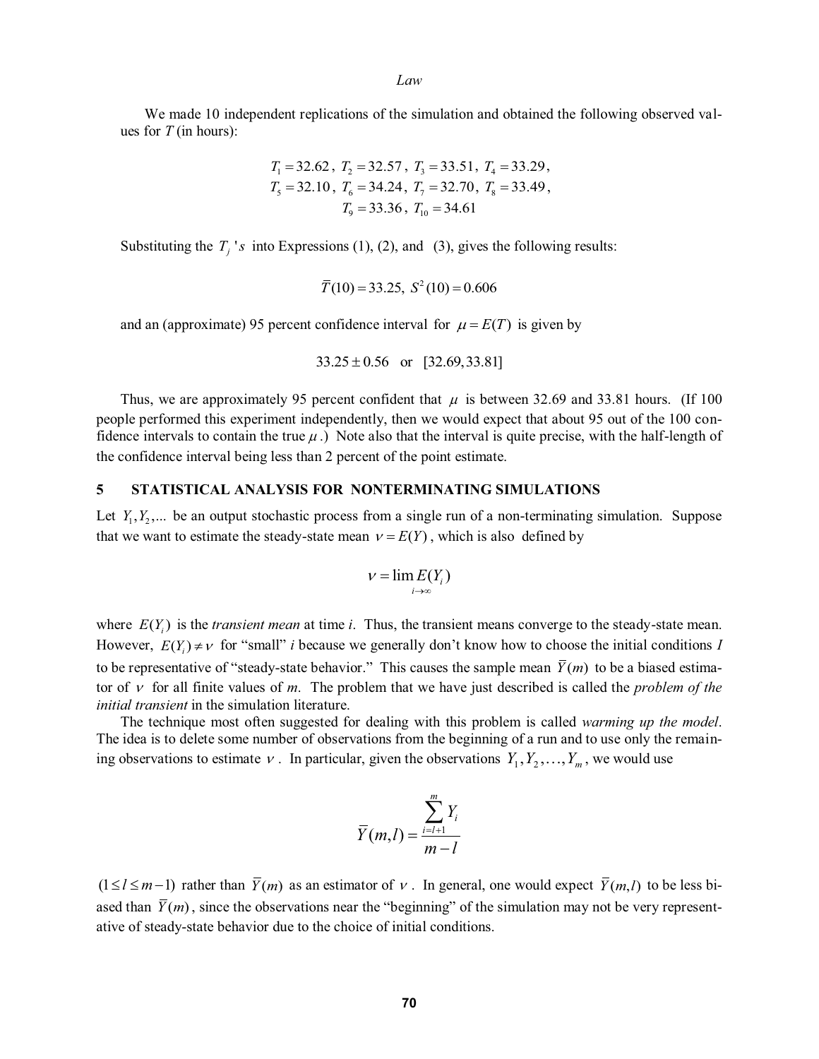We made 10 independent replications of the simulation and obtained the following observed values for $T$ (in hours):

$$T_1 = 32.62,\ T_2 = 32.57,\ T_3 = 33.51,\ T_4 = 33.29,$$
$$T_5 = 32.10,\ T_6 = 34.24,\ T_7 = 32.70,\ T_8 = 33.49,$$
$$T_9 = 33.36,\ T_{10} = 34.61$$

Substituting the $T_j$'s into Expressions (1), (2), and (3), gives the following results:

$$\overline{T}(10) = 33.25,\ S^2(10) = 0.606$$

and an (approximate) 95 percent confidence interval for $\mu = E(T)$ is given by

$$33.25 \pm 0.56 \quad \text{or} \quad [32.69, 33.81]$$

Thus, we are approximately 95 percent confident that $\mu$ is between 32.69 and 33.81 hours. (If 100 people performed this experiment independently, then we would expect that about 95 out of the 100 confidence intervals to contain the true $\mu$.) Note also that the interval is quite precise, with the half-length of the confidence interval being less than 2 percent of the point estimate.

## 5 STATISTICAL ANALYSIS FOR NONTERMINATING SIMULATIONS

Let $Y_1, Y_2, \ldots$ be an output stochastic process from a single run of a non-terminating simulation. Suppose that we want to estimate the steady-state mean $\nu = E(Y)$, which is also defined by

$$\nu = \lim_{i \to \infty} E(Y_i)$$

where $E(Y_i)$ is the *transient mean* at time *i*. Thus, the transient means converge to the steady-state mean. However, $E(Y_i) \neq \nu$ for "small" $i$ because we generally don't know how to choose the initial conditions $I$ to be representative of "steady-state behavior." This causes the sample mean $\overline{Y}(m)$ to be a biased estimator of $\nu$ for all finite values of $m$. The problem that we have just described is called the *problem of the initial transient* in the simulation literature.

The technique most often suggested for dealing with this problem is called *warming up the model*. The idea is to delete some number of observations from the beginning of a run and to use only the remaining observations to estimate $\nu$. In particular, given the observations $Y_1, Y_2, \ldots, Y_m$, we would use

$$\overline{Y}(m,l) = \frac{\sum_{i=l+1}^{m} Y_i}{m-l}$$

$(1 \leq l \leq m-1)$ rather than $\overline{Y}(m)$ as an estimator of $\nu$. In general, one would expect $\overline{Y}(m,l)$ to be less biased than $\overline{Y}(m)$, since the observations near the "beginning" of the simulation may not be very representative of steady-state behavior due to the choice of initial conditions.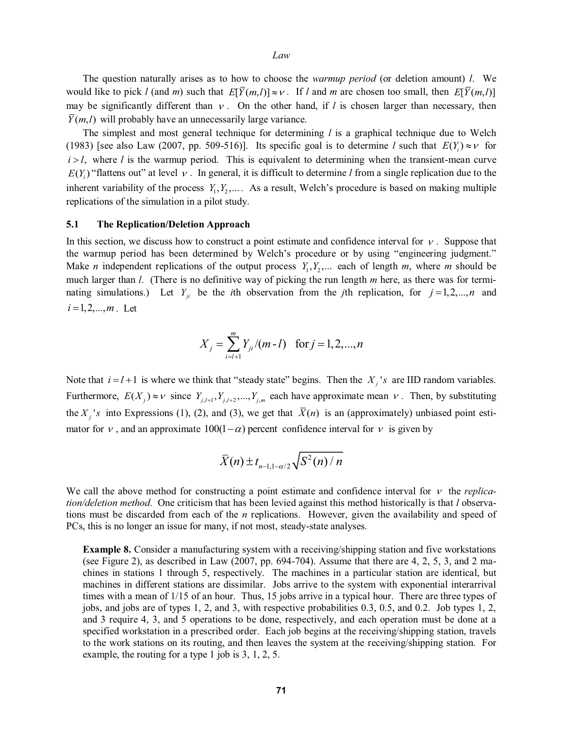The question naturally arises as to how to choose the *warmup period* (or deletion amount) $l$. We would like to pick $l$ (and $m$) such that $E[\bar{Y}(m,l)] \approx \nu$. If $l$ and $m$ are chosen too small, then $E[\bar{Y}(m,l)]$ may be significantly different than $\nu$. On the other hand, if $l$ is chosen larger than necessary, then $\bar{Y}(m,l)$ will probably have an unnecessarily large variance.

The simplest and most general technique for determining $l$ is a graphical technique due to Welch (1983) [see also Law (2007, pp. 509-516)]. Its specific goal is to determine $l$ such that $E(Y_i) \approx \nu$ for $i > l$, where $l$ is the warmup period. This is equivalent to determining when the transient-mean curve $E(Y_i)$ "flattens out" at level $\nu$. In general, it is difficult to determine $l$ from a single replication due to the inherent variability of the process $Y_1, Y_2, \ldots$. As a result, Welch's procedure is based on making multiple replications of the simulation in a pilot study.

### 5.1 The Replication/Deletion Approach

In this section, we discuss how to construct a point estimate and confidence interval for $\nu$. Suppose that the warmup period has been determined by Welch's procedure or by using "engineering judgment." Make $n$ independent replications of the output process $Y_1, Y_2, \ldots$ each of length $m$, where $m$ should be much larger than $l$. (There is no definitive way of picking the run length $m$ here, as there was for terminating simulations.) Let $Y_{ji}$ be the $i$th observation from the $j$th replication, for $j = 1, 2, \ldots, n$ and $i = 1, 2, \ldots, m$. Let

$$X_j = \sum_{i=l+1}^{m} Y_{ji}/(m-l) \quad \text{for } j = 1, 2, \ldots, n$$

Note that $i = l+1$ is where we think that "steady state" begins. Then the $X_j$'s are IID random variables. Furthermore, $E(X_j) \approx \nu$ since $Y_{j,l+1}, Y_{j,l+2}, \ldots, Y_{j,m}$ each have approximate mean $\nu$. Then, by substituting the $X_j$'s into Expressions (1), (2), and (3), we get that $\bar{X}(n)$ is an (approximately) unbiased point estimator for $\nu$, and an approximate $100(1-\alpha)$ percent confidence interval for $\nu$ is given by

$$\bar{X}(n) \pm t_{n-1,1-\alpha/2}\sqrt{S^2(n)/n}$$

We call the above method for constructing a point estimate and confidence interval for $\nu$ the *replication/deletion method*. One criticism that has been levied against this method historically is that $l$ observations must be discarded from each of the $n$ replications. However, given the availability and speed of PCs, this is no longer an issue for many, if not most, steady-state analyses.

**Example 8.** Consider a manufacturing system with a receiving/shipping station and five workstations (see Figure 2), as described in Law (2007, pp. 694-704). Assume that there are 4, 2, 5, 3, and 2 machines in stations 1 through 5, respectively. The machines in a particular station are identical, but machines in different stations are dissimilar. Jobs arrive to the system with exponential interarrival times with a mean of 1/15 of an hour. Thus, 15 jobs arrive in a typical hour. There are three types of jobs, and jobs are of types 1, 2, and 3, with respective probabilities 0.3, 0.5, and 0.2. Job types 1, 2, and 3 require 4, 3, and 5 operations to be done, respectively, and each operation must be done at a specified workstation in a prescribed order. Each job begins at the receiving/shipping station, travels to the work stations on its routing, and then leaves the system at the receiving/shipping station. For example, the routing for a type 1 job is 3, 1, 2, 5.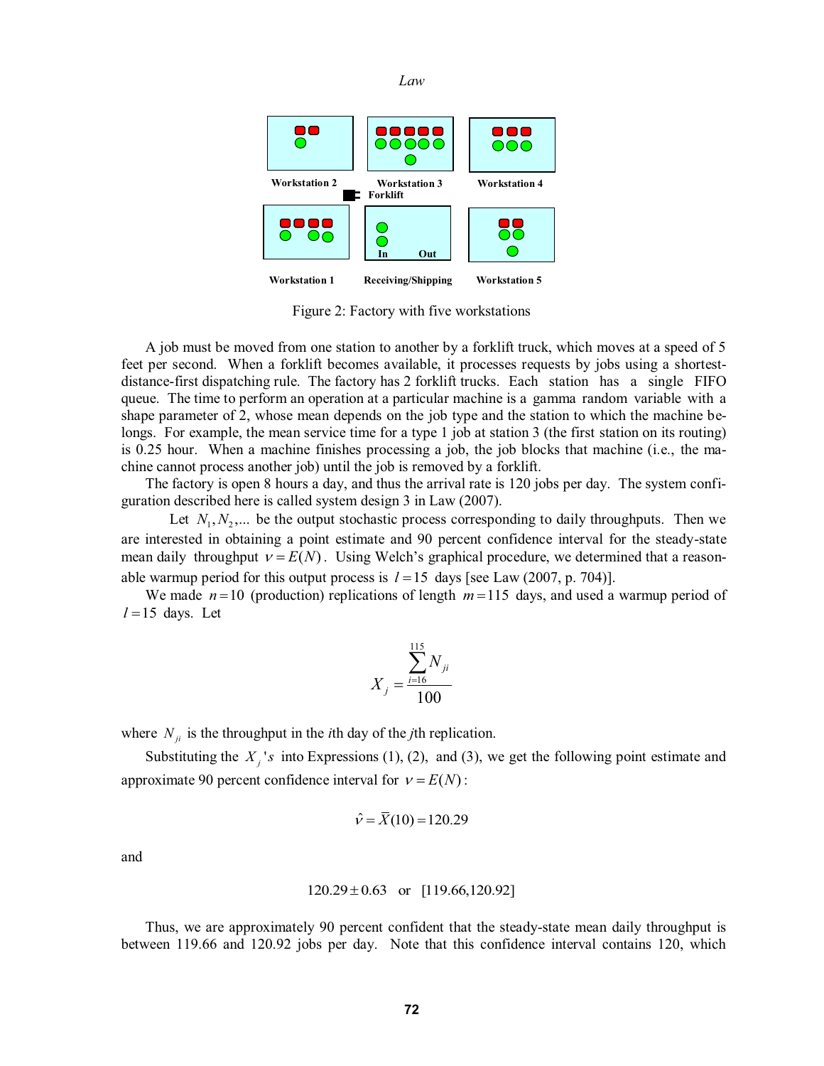Figure 2: Factory with five workstations

A job must be moved from one station to another by a forklift truck, which moves at a speed of 5 feet per second. When a forklift becomes available, it processes requests by jobs using a shortest-distance-first dispatching rule. The factory has 2 forklift trucks. Each station has a single FIFO queue. The time to perform an operation at a particular machine is a gamma random variable with a shape parameter of 2, whose mean depends on the job type and the station to which the machine belongs. For example, the mean service time for a type 1 job at station 3 (the first station on its routing) is 0.25 hour. When a machine finishes processing a job, the job blocks that machine (i.e., the machine cannot process another job) until the job is removed by a forklift.

The factory is open 8 hours a day, and thus the arrival rate is 120 jobs per day. The system configuration described here is called system design 3 in Law (2007).

Let $N_1, N_2, \ldots$ be the output stochastic process corresponding to daily throughputs. Then we are interested in obtaining a point estimate and 90 percent confidence interval for the steady-state mean daily throughput $\nu = E(N)$. Using Welch's graphical procedure, we determined that a reasonable warmup period for this output process is $l = 15$ days [see Law (2007, p. 704)].

We made $n = 10$ (production) replications of length $m = 115$ days, and used a warmup period of $l = 15$ days. Let

$$X_j = \frac{\sum_{i=16}^{115} N_{ji}}{100}$$

where $N_{ji}$ is the throughput in the $i$th day of the $j$th replication.

Substituting the $X_j$'s into Expressions (1), (2), and (3), we get the following point estimate and approximate 90 percent confidence interval for $\nu = E(N)$:

$$\hat{\nu} = \bar{X}(10) = 120.29$$

and

$$120.29 \pm 0.63 \quad \text{or} \quad [119.66, 120.92]$$

Thus, we are approximately 90 percent confident that the steady-state mean daily throughput is between 119.66 and 120.92 jobs per day. Note that this confidence interval contains 120, which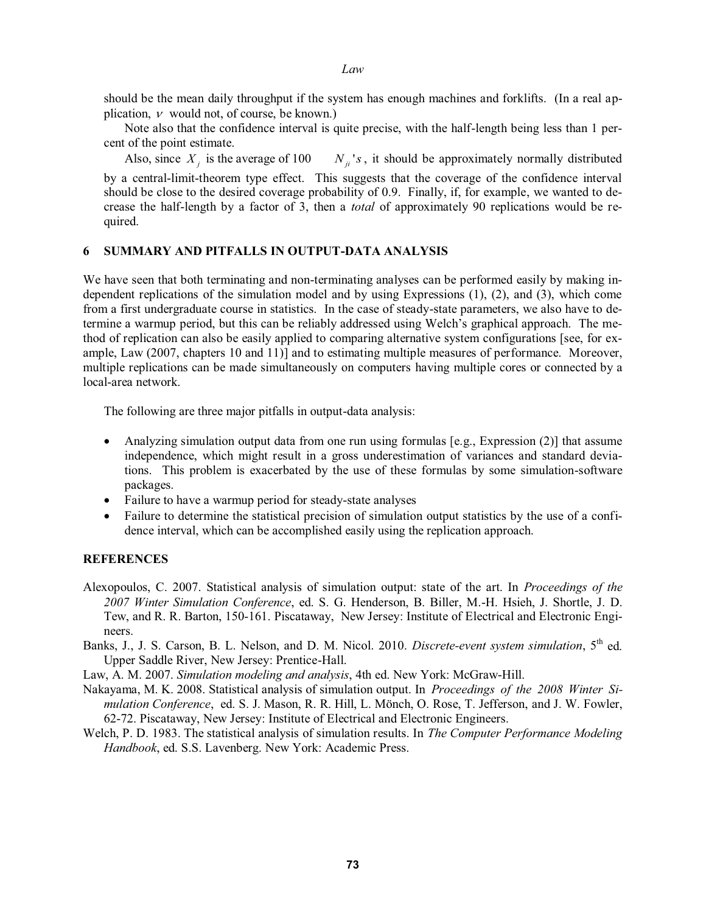should be the mean daily throughput if the system has enough machines and forklifts. (In a real application, $\nu$ would not, of course, be known.)

Note also that the confidence interval is quite precise, with the half-length being less than 1 percent of the point estimate.

Also, since $X_j$ is the average of 100 $N_{ji}$'s, it should be approximately normally distributed by a central-limit-theorem type effect. This suggests that the coverage of the confidence interval should be close to the desired coverage probability of 0.9. Finally, if, for example, we wanted to decrease the half-length by a factor of 3, then a *total* of approximately 90 replications would be required.

## 6 SUMMARY AND PITFALLS IN OUTPUT-DATA ANALYSIS

We have seen that both terminating and non-terminating analyses can be performed easily by making independent replications of the simulation model and by using Expressions (1), (2), and (3), which come from a first undergraduate course in statistics. In the case of steady-state parameters, we also have to determine a warmup period, but this can be reliably addressed using Welch's graphical approach. The method of replication can also be easily applied to comparing alternative system configurations [see, for example, Law (2007, chapters 10 and 11)] and to estimating multiple measures of performance. Moreover, multiple replications can be made simultaneously on computers having multiple cores or connected by a local-area network.

The following are three major pitfalls in output-data analysis:

- Analyzing simulation output data from one run using formulas [e.g., Expression (2)] that assume independence, which might result in a gross underestimation of variances and standard deviations. This problem is exacerbated by the use of these formulas by some simulation-software packages.
- Failure to have a warmup period for steady-state analyses
- Failure to determine the statistical precision of simulation output statistics by the use of a confidence interval, which can be accomplished easily using the replication approach.

## REFERENCES

Alexopoulos, C. 2007. Statistical analysis of simulation output: state of the art. In *Proceedings of the 2007 Winter Simulation Conference*, ed. S. G. Henderson, B. Biller, M.-H. Hsieh, J. Shortle, J. D. Tew, and R. R. Barton, 150-161. Piscataway, New Jersey: Institute of Electrical and Electronic Engineers.

Banks, J., J. S. Carson, B. L. Nelson, and D. M. Nicol. 2010. *Discrete-event system simulation*, 5th ed. Upper Saddle River, New Jersey: Prentice-Hall.

Law, A. M. 2007. *Simulation modeling and analysis*, 4th ed. New York: McGraw-Hill.

Nakayama, M. K. 2008. Statistical analysis of simulation output. In *Proceedings of the 2008 Winter Simulation Conference*, ed. S. J. Mason, R. R. Hill, L. Mönch, O. Rose, T. Jefferson, and J. W. Fowler, 62-72. Piscataway, New Jersey: Institute of Electrical and Electronic Engineers.

Welch, P. D. 1983. The statistical analysis of simulation results. In *The Computer Performance Modeling Handbook*, ed. S.S. Lavenberg. New York: Academic Press.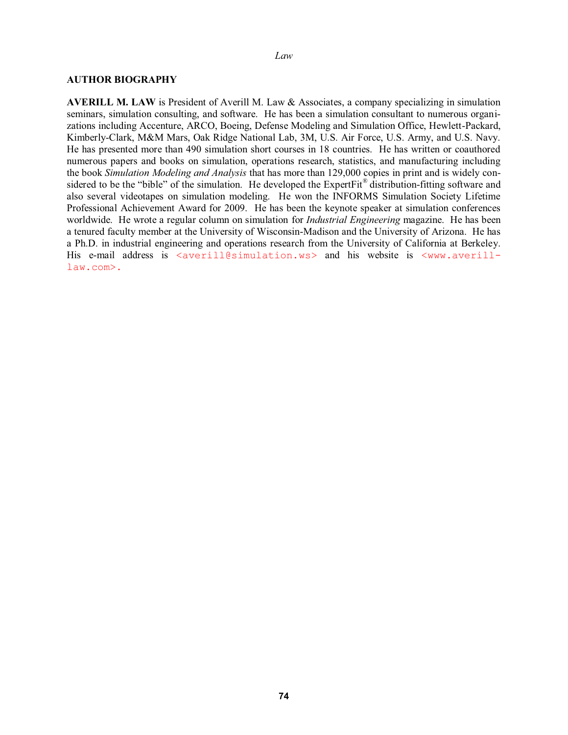## AUTHOR BIOGRAPHY

**AVERILL M. LAW** is President of Averill M. Law & Associates, a company specializing in simulation seminars, simulation consulting, and software. He has been a simulation consultant to numerous organizations including Accenture, ARCO, Boeing, Defense Modeling and Simulation Office, Hewlett-Packard, Kimberly-Clark, M&M Mars, Oak Ridge National Lab, 3M, U.S. Air Force, U.S. Army, and U.S. Navy. He has presented more than 490 simulation short courses in 18 countries. He has written or coauthored numerous papers and books on simulation, operations research, statistics, and manufacturing including the book *Simulation Modeling and Analysis* that has more than 129,000 copies in print and is widely considered to be the "bible" of the simulation. He developed the ExpertFit® distribution-fitting software and also several videotapes on simulation modeling. He won the INFORMS Simulation Society Lifetime Professional Achievement Award for 2009. He has been the keynote speaker at simulation conferences worldwide. He wrote a regular column on simulation for *Industrial Engineering* magazine. He has been a tenured faculty member at the University of Wisconsin-Madison and the University of Arizona. He has a Ph.D. in industrial engineering and operations research from the University of California at Berkeley. His e-mail address is <averill@simulation.ws> and his website is <www.averill-law.com>.